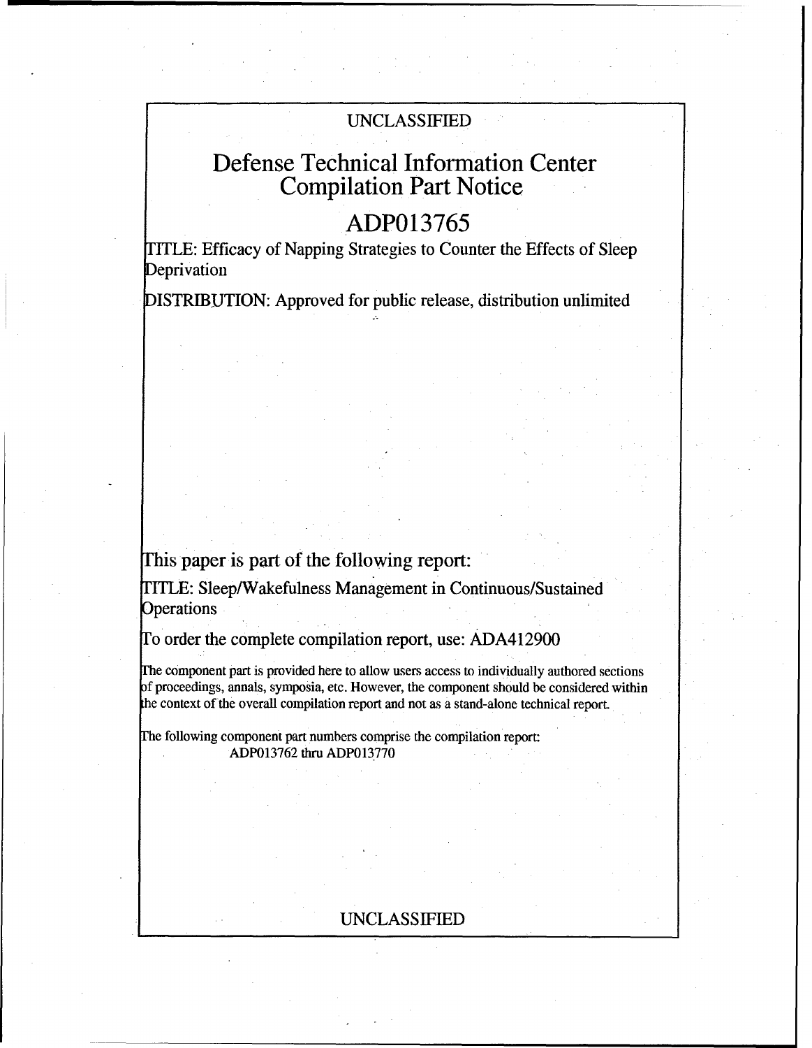UNCLASSIFIED

# Defense Technical Information Center Compilation Part Notice

## ADP013765

TITLE: Efficacy of Napping Strategies to Counter the Effects of Sleep Deprivation

DISTRIBUTION: Approved for public release, distribution unlimited

This paper is part of the following report:

TITLE: Sleep/Wakefulness Management in Continuous/Sustained Operations

To order the complete compilation report, use: ADA412900

The component part is provided here to allow users access to individually authored sections of proceedings, annals, symposia, etc. However, the component should be considered within the context of the overall compilation report and not as a stand-alone technical report.

The following component part numbers comprise the compilation report:
ADP013762 thru ADP013770

UNCLASSIFIED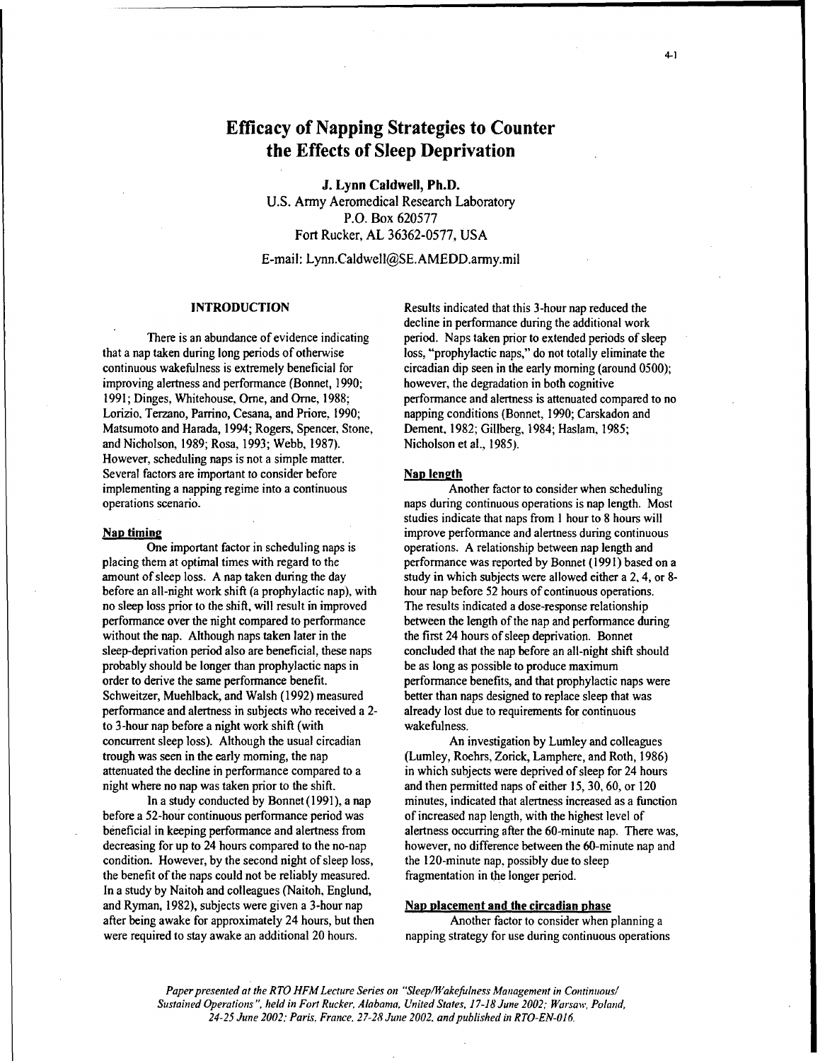# Efficacy of Napping Strategies to Counter the Effects of Sleep Deprivation

**J. Lynn Caldwell, Ph.D.**
U.S. Army Aeromedical Research Laboratory
P.O. Box 620577
Fort Rucker, AL 36362-0577, USA

E-mail: Lynn.Caldwell@SE.AMEDD.army.mil

## INTRODUCTION

There is an abundance of evidence indicating that a nap taken during long periods of otherwise continuous wakefulness is extremely beneficial for improving alertness and performance (Bonnet, 1990; 1991; Dinges, Whitehouse, Orne, and Orne, 1988; Lorizio, Terzano, Parrino, Cesana, and Priore, 1990; Matsumoto and Harada, 1994; Rogers, Spencer, Stone, and Nicholson, 1989; Rosa, 1993; Webb, 1987). However, scheduling naps is not a simple matter. Several factors are important to consider before implementing a napping regime into a continuous operations scenario.

### Nap timing

One important factor in scheduling naps is placing them at optimal times with regard to the amount of sleep loss. A nap taken during the day before an all-night work shift (a prophylactic nap), with no sleep loss prior to the shift, will result in improved performance over the night compared to performance without the nap. Although naps taken later in the sleep-deprivation period also are beneficial, these naps probably should be longer than prophylactic naps in order to derive the same performance benefit. Schweitzer, Muehlback, and Walsh (1992) measured performance and alertness in subjects who received a 2- to 3-hour nap before a night work shift (with concurrent sleep loss). Although the usual circadian trough was seen in the early morning, the nap attenuated the decline in performance compared to a night where no nap was taken prior to the shift.

In a study conducted by Bonnet (1991), a nap before a 52-hour continuous performance period was beneficial in keeping performance and alertness from decreasing for up to 24 hours compared to the no-nap condition. However, by the second night of sleep loss, the benefit of the naps could not be reliably measured. In a study by Naitoh and colleagues (Naitoh, Englund, and Ryman, 1982), subjects were given a 3-hour nap after being awake for approximately 24 hours, but then were required to stay awake an additional 20 hours. Results indicated that this 3-hour nap reduced the decline in performance during the additional work period. Naps taken prior to extended periods of sleep loss, "prophylactic naps," do not totally eliminate the circadian dip seen in the early morning (around 0500); however, the degradation in both cognitive performance and alertness is attenuated compared to no napping conditions (Bonnet, 1990; Carskadon and Dement, 1982; Gillberg, 1984; Haslam, 1985; Nicholson et al., 1985).

### Nap length

Another factor to consider when scheduling naps during continuous operations is nap length. Most studies indicate that naps from 1 hour to 8 hours will improve performance and alertness during continuous operations. A relationship between nap length and performance was reported by Bonnet (1991) based on a study in which subjects were allowed either a 2, 4, or 8-hour nap before 52 hours of continuous operations. The results indicated a dose-response relationship between the length of the nap and performance during the first 24 hours of sleep deprivation. Bonnet concluded that the nap before an all-night shift should be as long as possible to produce maximum performance benefits, and that prophylactic naps were better than naps designed to replace sleep that was already lost due to requirements for continuous wakefulness.

An investigation by Lumley and colleagues (Lumley, Roehrs, Zorick, Lamphere, and Roth, 1986) in which subjects were deprived of sleep for 24 hours and then permitted naps of either 15, 30, 60, or 120 minutes, indicated that alertness increased as a function of increased nap length, with the highest level of alertness occurring after the 60-minute nap. There was, however, no difference between the 60-minute nap and the 120-minute nap, possibly due to sleep fragmentation in the longer period.

### Nap placement and the circadian phase

Another factor to consider when planning a napping strategy for use during continuous operations

*Paper presented at the RTO HFM Lecture Series on "Sleep/Wakefulness Management in Continuous/ Sustained Operations", held in Fort Rucker, Alabama, United States, 17-18 June 2002; Warsaw, Poland, 24-25 June 2002; Paris, France, 27-28 June 2002, and published in RTO-EN-016.*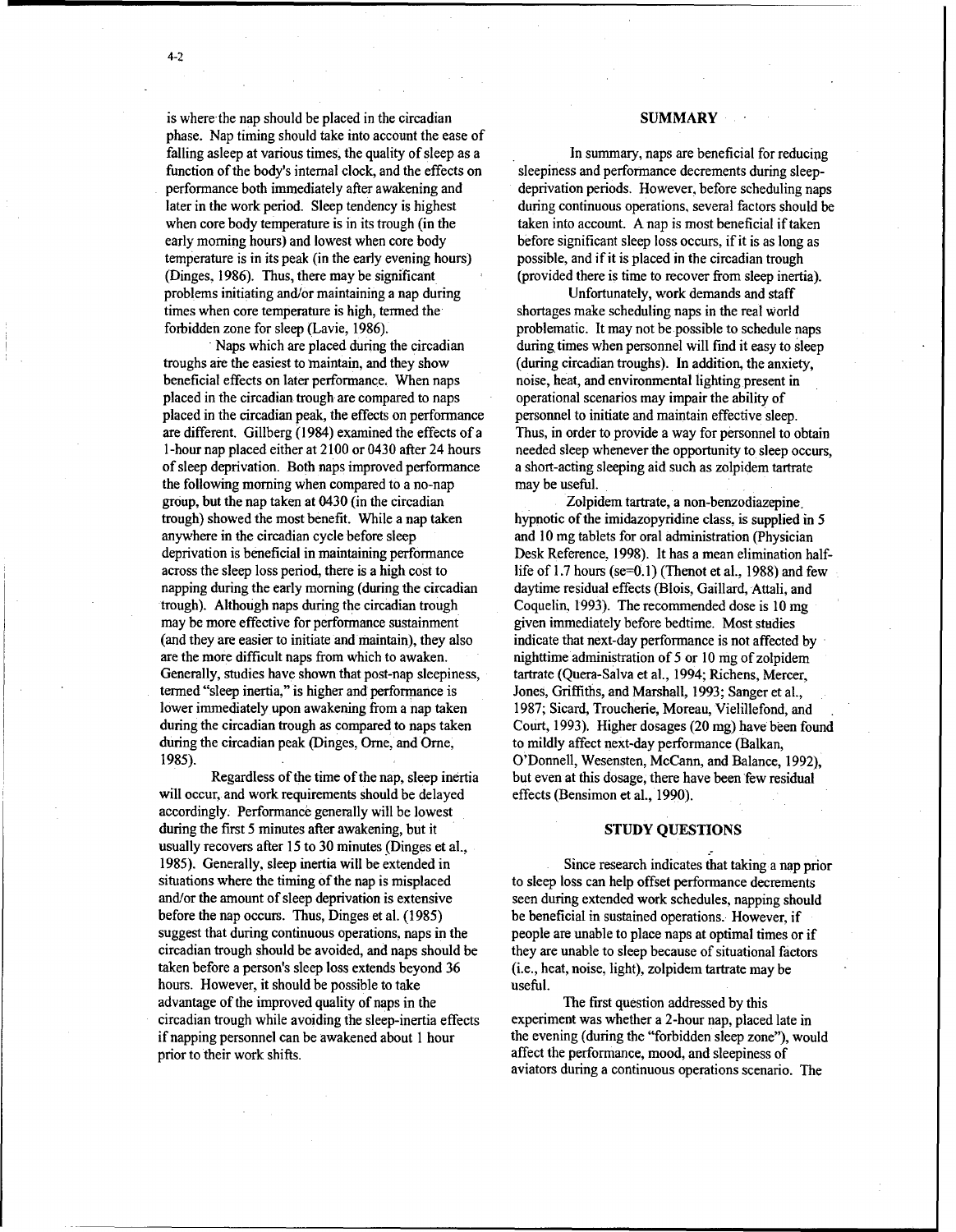is where the nap should be placed in the circadian phase. Nap timing should take into account the ease of falling asleep at various times, the quality of sleep as a function of the body's internal clock, and the effects on performance both immediately after awakening and later in the work period. Sleep tendency is highest when core body temperature is in its trough (in the early morning hours) and lowest when core body temperature is in its peak (in the early evening hours) (Dinges, 1986). Thus, there may be significant problems initiating and/or maintaining a nap during times when core temperature is high, termed the forbidden zone for sleep (Lavie, 1986).

Naps which are placed during the circadian troughs are the easiest to maintain, and they show beneficial effects on later performance. When naps placed in the circadian trough are compared to naps placed in the circadian peak, the effects on performance are different. Gillberg (1984) examined the effects of a 1-hour nap placed either at 2100 or 0430 after 24 hours of sleep deprivation. Both naps improved performance the following morning when compared to a no-nap group, but the nap taken at 0430 (in the circadian trough) showed the most benefit. While a nap taken anywhere in the circadian cycle before sleep deprivation is beneficial in maintaining performance across the sleep loss period, there is a high cost to napping during the early morning (during the circadian trough). Although naps during the circadian trough may be more effective for performance sustainment (and they are easier to initiate and maintain), they also are the more difficult naps from which to awaken. Generally, studies have shown that post-nap sleepiness, termed "sleep inertia," is higher and performance is lower immediately upon awakening from a nap taken during the circadian trough as compared to naps taken during the circadian peak (Dinges, Orne, and Orne, 1985).

Regardless of the time of the nap, sleep inertia will occur, and work requirements should be delayed accordingly. Performance generally will be lowest during the first 5 minutes after awakening, but it usually recovers after 15 to 30 minutes (Dinges et al., 1985). Generally, sleep inertia will be extended in situations where the timing of the nap is misplaced and/or the amount of sleep deprivation is extensive before the nap occurs. Thus, Dinges et al. (1985) suggest that during continuous operations, naps in the circadian trough should be avoided, and naps should be taken before a person's sleep loss extends beyond 36 hours. However, it should be possible to take advantage of the improved quality of naps in the circadian trough while avoiding the sleep-inertia effects if napping personnel can be awakened about 1 hour prior to their work shifts.

## SUMMARY

In summary, naps are beneficial for reducing sleepiness and performance decrements during sleep-deprivation periods. However, before scheduling naps during continuous operations, several factors should be taken into account. A nap is most beneficial if taken before significant sleep loss occurs, if it is as long as possible, and if it is placed in the circadian trough (provided there is time to recover from sleep inertia).

Unfortunately, work demands and staff shortages make scheduling naps in the real world problematic. It may not be possible to schedule naps during times when personnel will find it easy to sleep (during circadian troughs). In addition, the anxiety, noise, heat, and environmental lighting present in operational scenarios may impair the ability of personnel to initiate and maintain effective sleep. Thus, in order to provide a way for personnel to obtain needed sleep whenever the opportunity to sleep occurs, a short-acting sleeping aid such as zolpidem tartrate may be useful.

Zolpidem tartrate, a non-benzodiazepine hypnotic of the imidazopyridine class, is supplied in 5 and 10 mg tablets for oral administration (Physician Desk Reference, 1998). It has a mean elimination half-life of 1.7 hours (se=0.1) (Thenot et al., 1988) and few daytime residual effects (Blois, Gaillard, Attali, and Coquelin, 1993). The recommended dose is 10 mg given immediately before bedtime. Most studies indicate that next-day performance is not affected by nighttime administration of 5 or 10 mg of zolpidem tartrate (Quera-Salva et al., 1994; Richens, Mercer, Jones, Griffiths, and Marshall, 1993; Sanger et al., 1987; Sicard, Troucherie, Moreau, Vielillefond, and Court, 1993). Higher dosages (20 mg) have been found to mildly affect next-day performance (Balkan, O'Donnell, Wesensten, McCann, and Balance, 1992), but even at this dosage, there have been few residual effects (Bensimon et al., 1990).

## STUDY QUESTIONS

Since research indicates that taking a nap prior to sleep loss can help offset performance decrements seen during extended work schedules, napping should be beneficial in sustained operations. However, if people are unable to place naps at optimal times or if they are unable to sleep because of situational factors (i.e., heat, noise, light), zolpidem tartrate may be useful.

The first question addressed by this experiment was whether a 2-hour nap, placed late in the evening (during the "forbidden sleep zone"), would affect the performance, mood, and sleepiness of aviators during a continuous operations scenario. The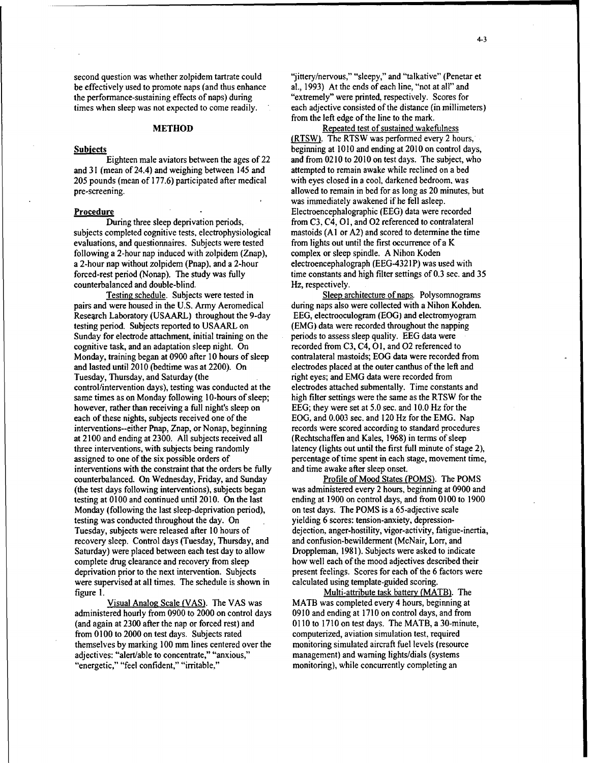second question was whether zolpidem tartrate could be effectively used to promote naps (and thus enhance the performance-sustaining effects of naps) during times when sleep was not expected to come readily.

## METHOD

### Subjects

Eighteen male aviators between the ages of 22 and 31 (mean of 24.4) and weighing between 145 and 205 pounds (mean of 177.6) participated after medical pre-screening.

### Procedure

During three sleep deprivation periods, subjects completed cognitive tests, electrophysiological evaluations, and questionnaires. Subjects were tested following a 2-hour nap induced with zolpidem (Znap), a 2-hour nap without zolpidem (Pnap), and a 2-hour forced-rest period (Nonap). The study was fully counterbalanced and double-blind.

Testing schedule. Subjects were tested in pairs and were housed in the U.S. Army Aeromedical Research Laboratory (USAARL) throughout the 9-day testing period. Subjects reported to USAARL on Sunday for electrode attachment, initial training on the cognitive task, and an adaptation sleep night. On Monday, training began at 0900 after 10 hours of sleep and lasted until 2010 (bedtime was at 2200). On Tuesday, Thursday, and Saturday (the control/intervention days), testing was conducted at the same times as on Monday following 10-hours of sleep; however, rather than receiving a full night's sleep on each of these nights, subjects received one of the interventions--either Pnap, Znap, or Nonap, beginning at 2100 and ending at 2300. All subjects received all three interventions, with subjects being randomly assigned to one of the six possible orders of interventions with the constraint that the orders be fully counterbalanced. On Wednesday, Friday, and Sunday (the test days following interventions), subjects began testing at 0100 and continued until 2010. On the last Monday (following the last sleep-deprivation period), testing was conducted throughout the day. On Tuesday, subjects were released after 10 hours of recovery sleep. Control days (Tuesday, Thursday, and Saturday) were placed between each test day to allow complete drug clearance and recovery from sleep deprivation prior to the next intervention. Subjects were supervised at all times. The schedule is shown in figure 1.

Visual Analog Scale (VAS). The VAS was administered hourly from 0900 to 2000 on control days (and again at 2300 after the nap or forced rest) and from 0100 to 2000 on test days. Subjects rated themselves by marking 100 mm lines centered over the adjectives: "alert/able to concentrate," "anxious," "energetic," "feel confident," "irritable," "jittery/nervous," "sleepy," and "talkative" (Penetar et al., 1993) At the ends of each line, "not at all" and "extremely" were printed, respectively. Scores for each adjective consisted of the distance (in millimeters) from the left edge of the line to the mark.

Repeated test of sustained wakefulness (RTSW). The RTSW was performed every 2 hours, beginning at 1010 and ending at 2010 on control days, and from 0210 to 2010 on test days. The subject, who attempted to remain awake while reclined on a bed with eyes closed in a cool, darkened bedroom, was allowed to remain in bed for as long as 20 minutes, but was immediately awakened if he fell asleep. Electroencephalographic (EEG) data were recorded from C3, C4, O1, and O2 referenced to contralateral mastoids (A1 or A2) and scored to determine the time from lights out until the first occurrence of a K complex or sleep spindle. A Nihon Koden electroencephalograph (EEG-4321P) was used with time constants and high filter settings of 0.3 sec. and 35 Hz, respectively.

Sleep architecture of naps. Polysomnograms during naps also were collected with a Nihon Kohden. EEG, electrooculogram (EOG) and electromyogram (EMG) data were recorded throughout the napping periods to assess sleep quality. EEG data were recorded from C3, C4, O1, and O2 referenced to contralateral mastoids; EOG data were recorded from electrodes placed at the outer canthus of the left and right eyes; and EMG data were recorded from electrodes attached submentally. Time constants and high filter settings were the same as the RTSW for the EEG; they were set at 5.0 sec. and 10.0 Hz for the EOG, and 0.003 sec. and 120 Hz for the EMG. Nap records were scored according to standard procedures (Rechtschaffen and Kales, 1968) in terms of sleep latency (lights out until the first full minute of stage 2), percentage of time spent in each stage, movement time, and time awake after sleep onset.

Profile of Mood States (POMS). The POMS was administered every 2 hours, beginning at 0900 and ending at 1900 on control days, and from 0100 to 1900 on test days. The POMS is a 65-adjective scale yielding 6 scores: tension-anxiety, depression-dejection, anger-hostility, vigor-activity, fatigue-inertia, and confusion-bewilderment (McNair, Lorr, and Droppleman, 1981). Subjects were asked to indicate how well each of the mood adjectives described their present feelings. Scores for each of the 6 factors were calculated using template-guided scoring.

Multi-attribute task battery (MATB). The MATB was completed every 4 hours, beginning at 0910 and ending at 1710 on control days, and from 0110 to 1710 on test days. The MATB, a 30-minute, computerized, aviation simulation test, required monitoring simulated aircraft fuel levels (resource management) and warning lights/dials (systems monitoring), while concurrently completing an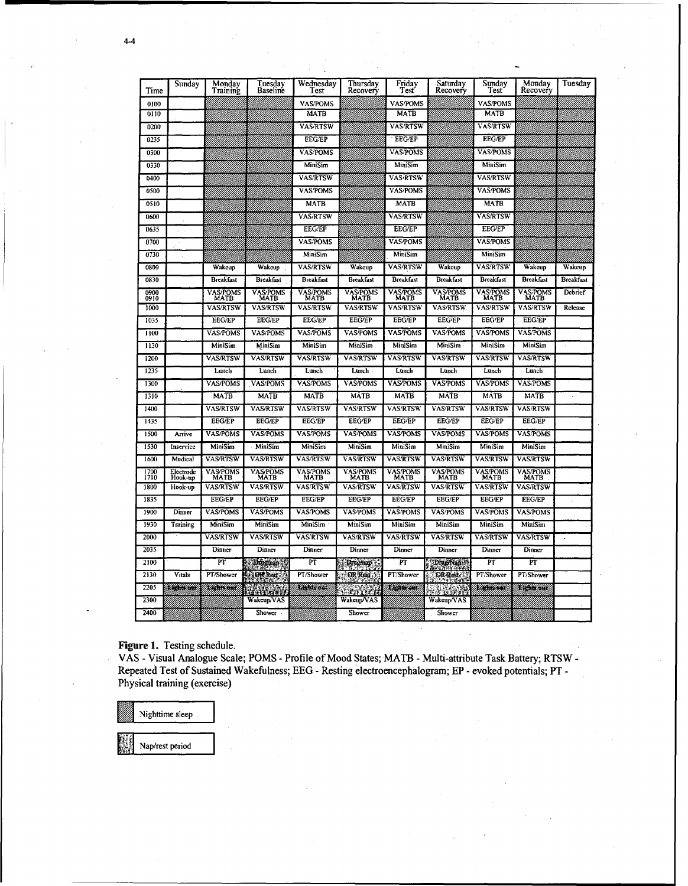| Time | Sunday | Monday Training | Tuesday Baseline | Wednesday Test | Thursday Recovery | Friday Test | Saturday Recovery | Sunday Test | Monday Recovery | Tuesday |
|---|---|---|---|---|---|---|---|---|---|---|
| 0100 | | | | VAS/POMS | | VAS/POMS | | VAS/POMS | | |
| 0110 | | | | MATB | | MATB | | MATB | | |
| 0200 | | | | VAS/RTSW | | VAS/RTSW | | VAS/RTSW | | |
| 0235 | | | | EEG/EP | | EEG/EP | | EEG/EP | | |
| 0300 | | | | VAS/POMS | | VAS/POMS | | VAS/POMS | | |
| 0330 | | | | MiniSim | | MiniSim | | MiniSim | | |
| 0400 | | | | VAS/RTSW | | VAS/RTSW | | VAS/RTSW | | |
| 0500 | | | | VAS/POMS | | VAS/POMS | | VAS/POMS | | |
| 0510 | | | | MATB | | MATB | | MATB | | |
| 0600 | | | | VAS/RTSW | | VAS/RTSW | | VAS/RTSW | | |
| 0635 | | | | EEG/EP | | EEG/EP | | EEG/EP | | |
| 0700 | | | | VAS/POMS | | VAS/POMS | | VAS/POMS | | |
| 0730 | | | | MiniSim | | MiniSim | | MiniSim | | |
| 0800 | | Wakeup | Wakeup | VAS/RTSW | Wakeup | VAS/RTSW | Wakeup | VAS/RTSW | Wakeup | Wakeup |
| 0830 | | Breakfast | Breakfast | Breakfast | Breakfast | Breakfast | Breakfast | Breakfast | Breakfast | Breakfast |
| 0900 0910 | | VAS/POMS MATB | VAS/POMS MATB | VAS/POMS MATB | VAS/POMS MATB | VAS/POMS MATB | VAS/POMS MATB | VAS/POMS MATB | VAS/POMS MATB | Debrief |
| 1000 | | VAS/RTSW | VAS/RTSW | VAS/RTSW | VAS/RTSW | VAS/RTSW | VAS/RTSW | VAS/RTSW | VAS/RTSW | Release |
| 1035 | | EEG/EP | EEG/EP | EEG/EP | EEG/EP | EEG/EP | EEG/EP | EEG/EP | EEG/EP | |
| 1100 | | VAS/POMS | VAS/POMS | VAS/POMS | VAS/POMS | VAS/POMS | VAS/POMS | VAS/POMS | VAS/POMS | |
| 1130 | | MiniSim | MiniSim | MiniSim | MiniSim | MiniSim | MiniSim | MiniSim | MiniSim | |
| 1200 | | VAS/RTSW | VAS/RTSW | VAS/RTSW | VAS/RTSW | VAS/RTSW | VAS/RTSW | VAS/RTSW | VAS/RTSW | |
| 1235 | | Lunch | Lunch | Lunch | Lunch | Lunch | Lunch | Lunch | Lunch | |
| 1300 | | VAS/POMS | VAS/POMS | VAS/POMS | VAS/POMS | VAS/POMS | VAS/POMS | VAS/POMS | VAS/POMS | |
| 1310 | | MATB | MATB | MATB | MATB | MATB | MATB | MATB | MATB | |
| 1400 | | VAS/RTSW | VAS/RTSW | VAS/RTSW | VAS/RTSW | VAS/RTSW | VAS/RTSW | VAS/RTSW | VAS/RTSW | |
| 1435 | | EEG/EP | EEG/EP | EEG/EP | EEG/EP | EEG/EP | EEG/EP | EEG/EP | EEG/EP | |
| 1500 | Arrive | VAS/POMS | VAS/POMS | VAS/POMS | VAS/POMS | VAS/POMS | VAS/POMS | VAS/POMS | VAS/POMS | |
| 1530 | Inservice | MiniSim | MiniSim | MiniSim | MiniSim | MiniSim | MiniSim | MiniSim | MiniSim | |
| 1600 | Medical | VAS/RTSW | VAS/RTSW | VAS/RTSW | VAS/RTSW | VAS/RTSW | VAS/RTSW | VAS/RTSW | VAS/RTSW | |
| 1700 1710 | Electrode Hook-up | VAS/POMS MATB | VAS/POMS MATB | VAS/POMS MATB | VAS/POMS MATB | VAS/POMS MATB | VAS/POMS MATB | VAS/POMS MATB | VAS/POMS MATB | |
| 1800 | Hook-up | VAS/RTSW | VAS/RTSW | VAS/RTSW | VAS/RTSW | VAS/RTSW | VAS/RTSW | VAS/RTSW | VAS/RTSW | |
| 1835 | | EEG/EP | EEG/EP | EEG/EP | EEG/EP | EEG/EP | EEG/EP | EEG/EP | EEG/EP | |
| 1900 | Dinner | VAS/POMS | VAS/POMS | VAS/POMS | VAS/POMS | VAS/POMS | VAS/POMS | VAS/POMS | VAS/POMS | |
| 1930 | Training | MiniSim | MiniSim | MiniSim | MiniSim | MiniSim | MiniSim | MiniSim | MiniSim | |
| 2000 | | VAS/RTSW | VAS/RTSW | VAS/RTSW | VAS/RTSW | VAS/RTSW | VAS/RTSW | VAS/RTSW | VAS/RTSW | |
| 2035 | | Dinner | Dinner | Dinner | Dinner | Dinner | Dinner | Dinner | Dinner | |
| 2100 | | PT | Drug/nap | PT | Drug/nap | PT | Drug/Nap | PT | PT | |
| 2130 | Vitals | PT/Shower | OR Rest | PT/Shower | OR Rest | PT/Shower | OR Rest | PT/Shower | PT/Shower | |
| 2205 | Lights out | Lights out | | Lights out | | Lights out | | Lights out | Lights out | |
| 2300 | | | Wakeup/VAS | | Wakeup/VAS | | Wakeup/VAS | | | |
| 2400 | | | Shower | | Shower | | Shower | | | |

**Figure 1.** Testing schedule.
VAS - Visual Analogue Scale; POMS - Profile of Mood States; MATB - Multi-attribute Task Battery; RTSW - Repeated Test of Sustained Wakefulness; EEG - Resting electroencephalogram; EP - evoked potentials; PT - Physical training (exercise)

Nighttime sleep

Nap/rest period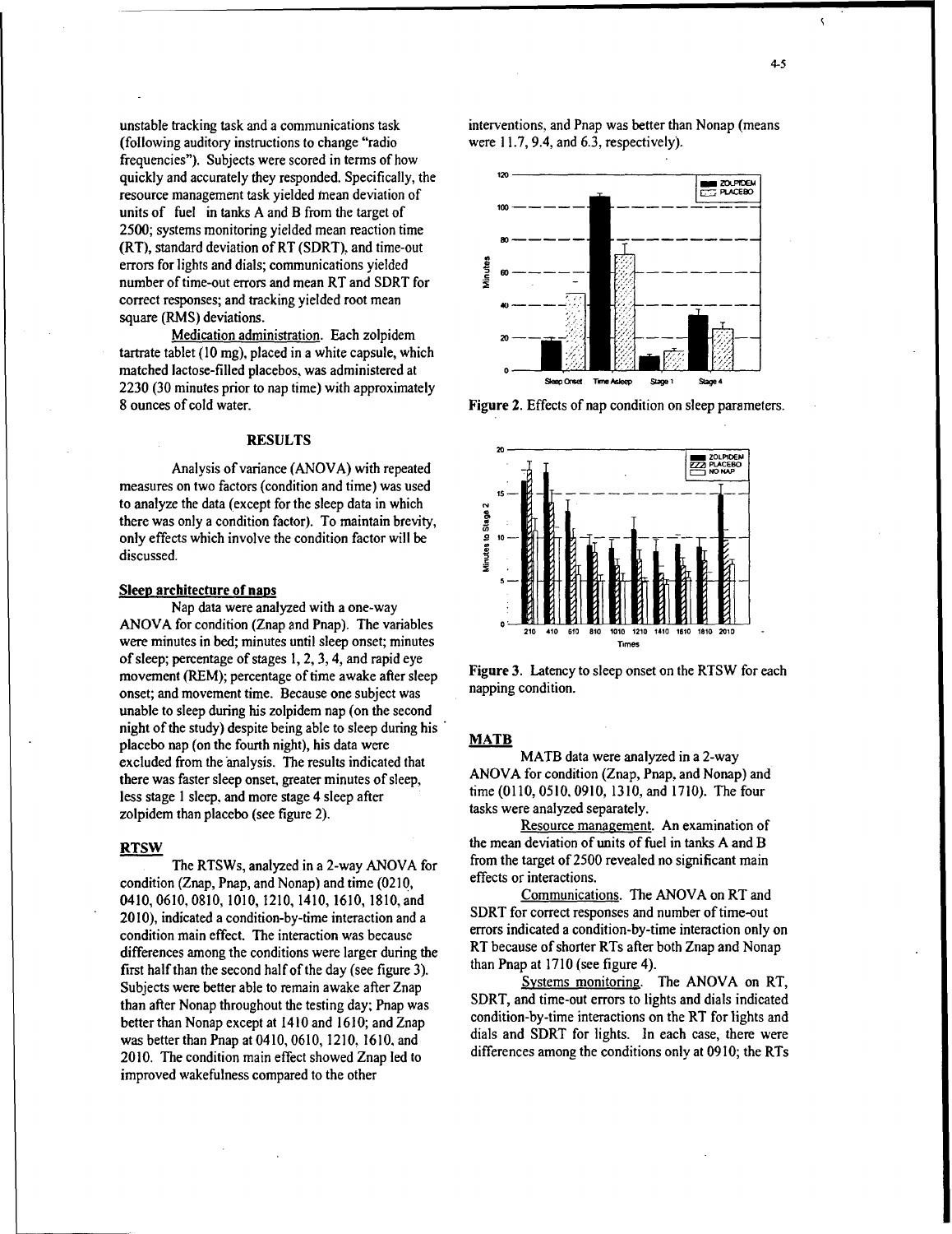unstable tracking task and a communications task (following auditory instructions to change "radio frequencies"). Subjects were scored in terms of how quickly and accurately they responded. Specifically, the resource management task yielded mean deviation of units of fuel in tanks A and B from the target of 2500; systems monitoring yielded mean reaction time (RT), standard deviation of RT (SDRT), and time-out errors for lights and dials; communications yielded number of time-out errors and mean RT and SDRT for correct responses; and tracking yielded root mean square (RMS) deviations.

Medication administration. Each zolpidem tartrate tablet (10 mg), placed in a white capsule, which matched lactose-filled placebos, was administered at 2230 (30 minutes prior to nap time) with approximately 8 ounces of cold water.

## RESULTS

Analysis of variance (ANOVA) with repeated measures on two factors (condition and time) was used to analyze the data (except for the sleep data in which there was only a condition factor). To maintain brevity, only effects which involve the condition factor will be discussed.

### Sleep architecture of naps

Nap data were analyzed with a one-way ANOVA for condition (Znap and Pnap). The variables were minutes in bed; minutes until sleep onset; minutes of sleep; percentage of stages 1, 2, 3, 4, and rapid eye movement (REM); percentage of time awake after sleep onset; and movement time. Because one subject was unable to sleep during his zolpidem nap (on the second night of the study) despite being able to sleep during his placebo nap (on the fourth night), his data were excluded from the analysis. The results indicated that there was faster sleep onset, greater minutes of sleep, less stage 1 sleep, and more stage 4 sleep after zolpidem than placebo (see figure 2).

### RTSW

The RTSWs, analyzed in a 2-way ANOVA for condition (Znap, Pnap, and Nonap) and time (0210, 0410, 0610, 0810, 1010, 1210, 1410, 1610, 1810, and 2010), indicated a condition-by-time interaction and a condition main effect. The interaction was because differences among the conditions were larger during the first half than the second half of the day (see figure 3). Subjects were better able to remain awake after Znap than after Nonap throughout the testing day; Pnap was better than Nonap except at 1410 and 1610; and Znap was better than Pnap at 0410, 0610, 1210, 1610, and 2010. The condition main effect showed Znap led to improved wakefulness compared to the other interventions, and Pnap was better than Nonap (means were 11.7, 9.4, and 6.3, respectively).

**Figure 2.** Effects of nap condition on sleep parameters.

**Figure 3.** Latency to sleep onset on the RTSW for each napping condition.

### MATB

MATB data were analyzed in a 2-way ANOVA for condition (Znap, Pnap, and Nonap) and time (0110, 0510, 0910, 1310, and 1710). The four tasks were analyzed separately.

Resource management. An examination of the mean deviation of units of fuel in tanks A and B from the target of 2500 revealed no significant main effects or interactions.

Communications. The ANOVA on RT and SDRT for correct responses and number of time-out errors indicated a condition-by-time interaction only on RT because of shorter RTs after both Znap and Nonap than Pnap at 1710 (see figure 4).

Systems monitoring. The ANOVA on RT, SDRT, and time-out errors to lights and dials indicated condition-by-time interactions on the RT for lights and dials and SDRT for lights. In each case, there were differences among the conditions only at 0910; the RTs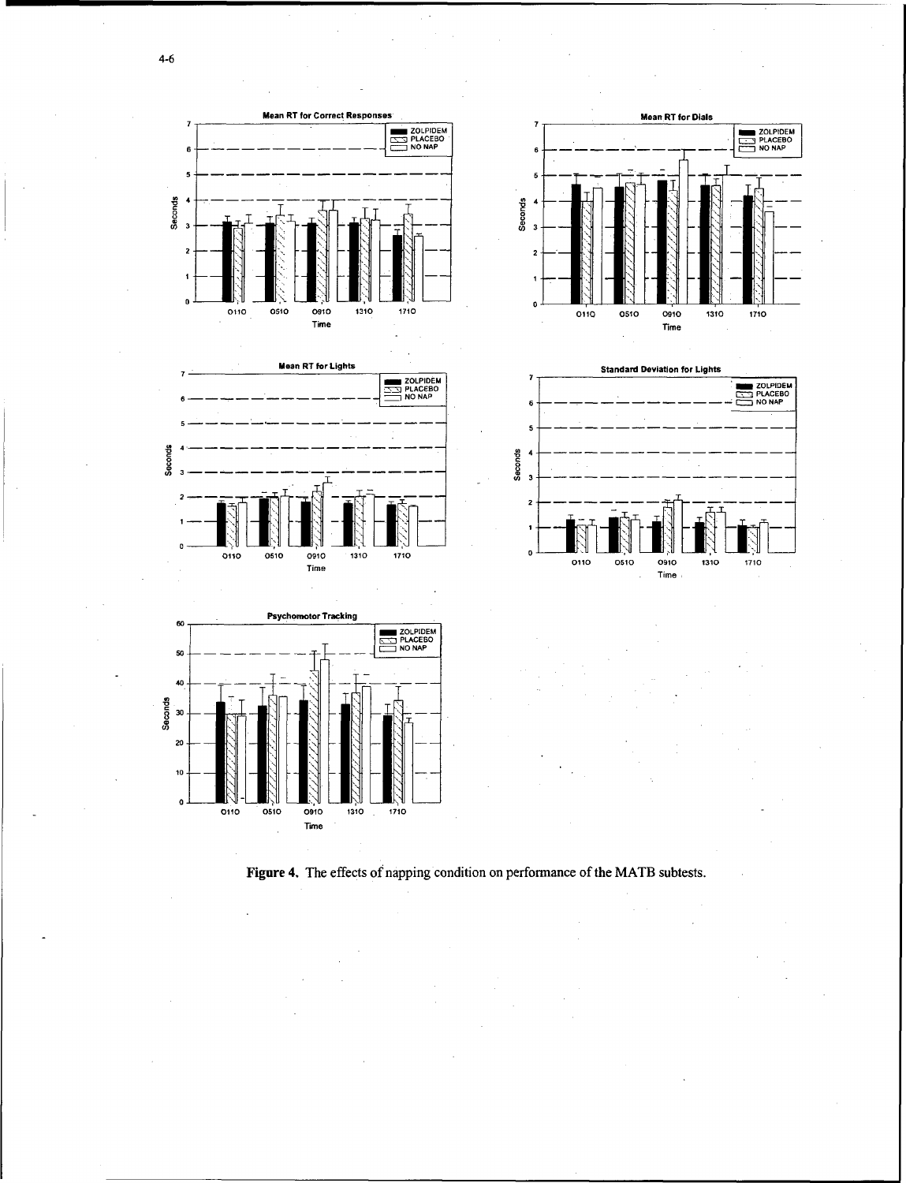Figure 4. The effects of napping condition on performance of the MATB subtests.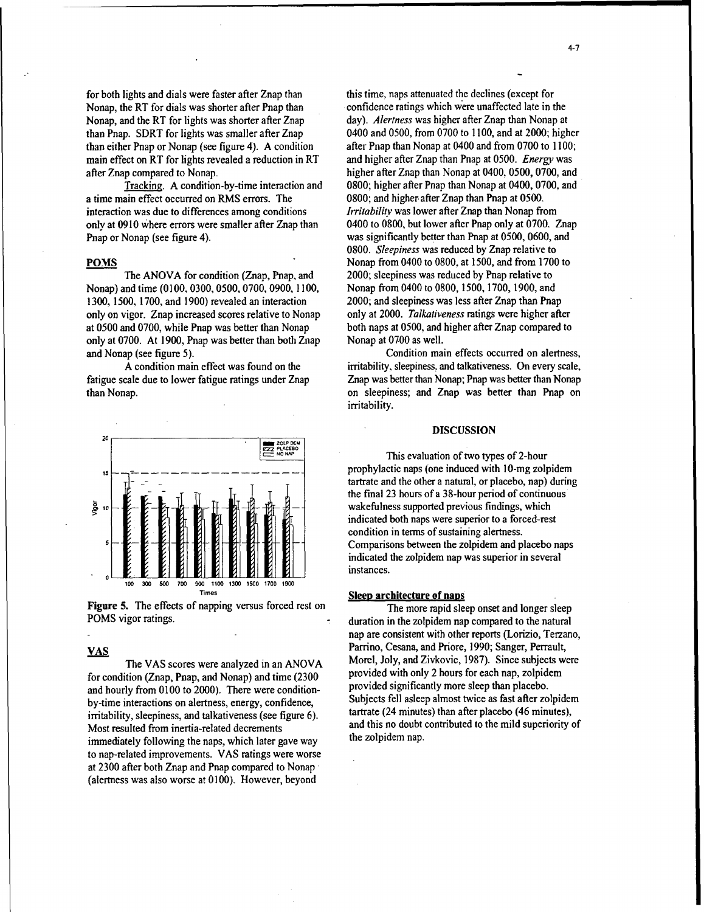for both lights and dials were faster after Znap than Nonap, the RT for dials was shorter after Pnap than Nonap, and the RT for lights was shorter after Znap than Pnap. SDRT for lights was smaller after Znap than either Pnap or Nonap (see figure 4). A condition main effect on RT for lights revealed a reduction in RT after Znap compared to Nonap.

Tracking. A condition-by-time interaction and a time main effect occurred on RMS errors. The interaction was due to differences among conditions only at 0910 where errors were smaller after Znap than Pnap or Nonap (see figure 4).

## POMS

The ANOVA for condition (Znap, Pnap, and Nonap) and time (0100, 0300, 0500, 0700, 0900, 1100, 1300, 1500, 1700, and 1900) revealed an interaction only on vigor. Znap increased scores relative to Nonap at 0500 and 0700, while Pnap was better than Nonap only at 0700. At 1900, Pnap was better than both Znap and Nonap (see figure 5).

A condition main effect was found on the fatigue scale due to lower fatigue ratings under Znap than Nonap.

**Figure 5.** The effects of napping versus forced rest on POMS vigor ratings.

## VAS

The VAS scores were analyzed in an ANOVA for condition (Znap, Pnap, and Nonap) and time (2300 and hourly from 0100 to 2000). There were condition-by-time interactions on alertness, energy, confidence, irritability, sleepiness, and talkativeness (see figure 6). Most resulted from inertia-related decrements immediately following the naps, which later gave way to nap-related improvements. VAS ratings were worse at 2300 after both Znap and Pnap compared to Nonap (alertness was also worse at 0100). However, beyond this time, naps attenuated the declines (except for confidence ratings which were unaffected late in the day). *Alertness* was higher after Znap than Nonap at 0400 and 0500, from 0700 to 1100, and at 2000; higher after Pnap than Nonap at 0400 and from 0700 to 1100; and higher after Znap than Pnap at 0500. *Energy* was higher after Znap than Nonap at 0400, 0500, 0700, and 0800; higher after Pnap than Nonap at 0400, 0700, and 0800; and higher after Znap than Pnap at 0500. *Irritability* was lower after Znap than Nonap from 0400 to 0800, but lower after Pnap only at 0700. Znap was significantly better than Pnap at 0500, 0600, and 0800. *Sleepiness* was reduced by Znap relative to Nonap from 0400 to 0800, at 1500, and from 1700 to 2000; sleepiness was reduced by Pnap relative to Nonap from 0400 to 0800, 1500, 1700, 1900, and 2000; and sleepiness was less after Znap than Pnap only at 2000. *Talkativeness* ratings were higher after both naps at 0500, and higher after Znap compared to Nonap at 0700 as well.

Condition main effects occurred on alertness, irritability, sleepiness, and talkativeness. On every scale, Znap was better than Nonap; Pnap was better than Nonap on sleepiness; and Znap was better than Pnap on irritability.

## DISCUSSION

This evaluation of two types of 2-hour prophylactic naps (one induced with 10-mg zolpidem tartrate and the other a natural, or placebo, nap) during the final 23 hours of a 38-hour period of continuous wakefulness supported previous findings, which indicated both naps were superior to a forced-rest condition in terms of sustaining alertness. Comparisons between the zolpidem and placebo naps indicated the zolpidem nap was superior in several instances.

### Sleep architecture of naps

The more rapid sleep onset and longer sleep duration in the zolpidem nap compared to the natural nap are consistent with other reports (Lorizio, Terzano, Parrino, Cesana, and Priore, 1990; Sanger, Perrault, Morel, Joly, and Zivkovic, 1987). Since subjects were provided with only 2 hours for each nap, zolpidem provided significantly more sleep than placebo. Subjects fell asleep almost twice as fast after zolpidem tartrate (24 minutes) than after placebo (46 minutes), and this no doubt contributed to the mild superiority of the zolpidem nap.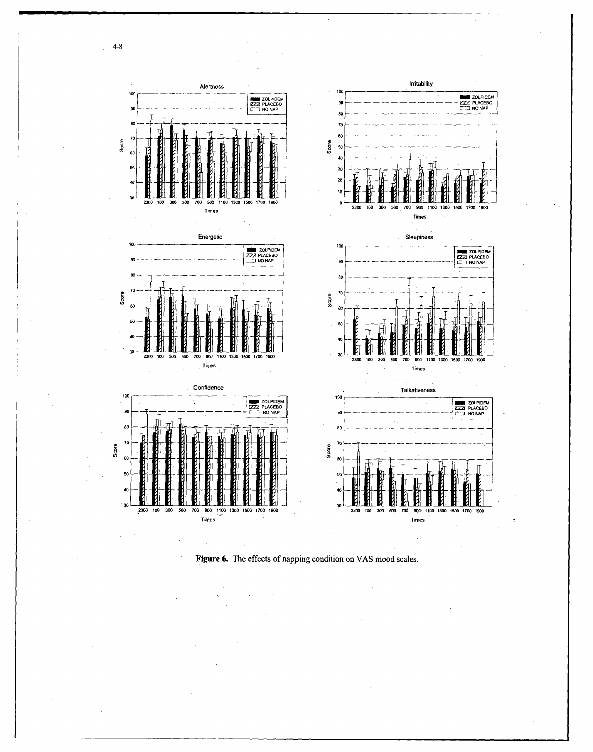**Figure 6.** The effects of napping condition on VAS mood scales.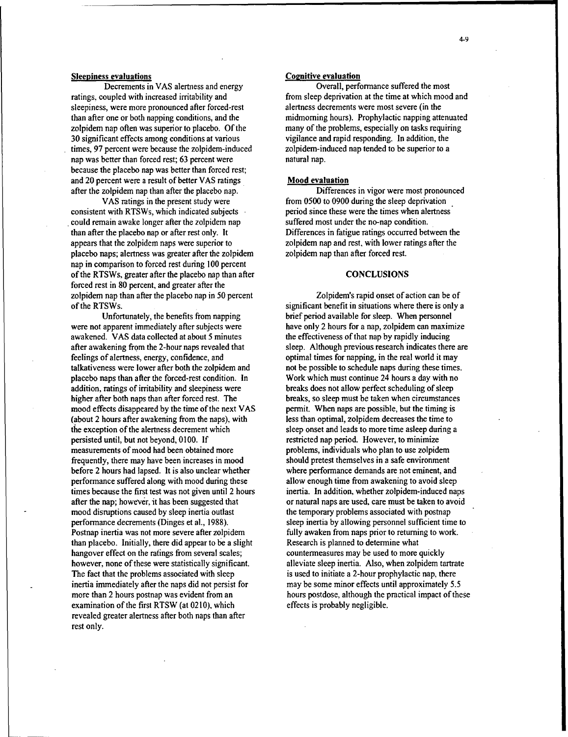### Sleepiness evaluations

Decrements in VAS alertness and energy ratings, coupled with increased irritability and sleepiness, were more pronounced after forced-rest than after one or both napping conditions, and the zolpidem nap often was superior to placebo. Of the 30 significant effects among conditions at various times, 97 percent were because the zolpidem-induced nap was better than forced rest; 63 percent were because the placebo nap was better than forced rest; and 20 percent were a result of better VAS ratings after the zolpidem nap than after the placebo nap.

VAS ratings in the present study were consistent with RTSWs, which indicated subjects could remain awake longer after the zolpidem nap than after the placebo nap or after rest only. It appears that the zolpidem naps were superior to placebo naps; alertness was greater after the zolpidem nap in comparison to forced rest during 100 percent of the RTSWs, greater after the placebo nap than after forced rest in 80 percent, and greater after the zolpidem nap than after the placebo nap in 50 percent of the RTSWs.

Unfortunately, the benefits from napping were not apparent immediately after subjects were awakened. VAS data collected at about 5 minutes after awakening from the 2-hour naps revealed that feelings of alertness, energy, confidence, and talkativeness were lower after both the zolpidem and placebo naps than after the forced-rest condition. In addition, ratings of irritability and sleepiness were higher after both naps than after forced rest. The mood effects disappeared by the time of the next VAS (about 2 hours after awakening from the naps), with the exception of the alertness decrement which persisted until, but not beyond, 0100. If measurements of mood had been obtained more frequently, there may have been increases in mood before 2 hours had lapsed. It is also unclear whether performance suffered along with mood during these times because the first test was not given until 2 hours after the nap; however, it has been suggested that mood disruptions caused by sleep inertia outlast performance decrements (Dinges et al., 1988). Postnap inertia was not more severe after zolpidem than placebo. Initially, there did appear to be a slight hangover effect on the ratings from several scales; however, none of these were statistically significant. The fact that the problems associated with sleep inertia immediately after the naps did not persist for more than 2 hours postnap was evident from an examination of the first RTSW (at 0210), which revealed greater alertness after both naps than after rest only.

### Cognitive evaluation

Overall, performance suffered the most from sleep deprivation at the time at which mood and alertness decrements were most severe (in the midmorning hours). Prophylactic napping attenuated many of the problems, especially on tasks requiring vigilance and rapid responding. In addition, the zolpidem-induced nap tended to be superior to a natural nap.

### Mood evaluation

Differences in vigor were most pronounced from 0500 to 0900 during the sleep deprivation period since these were the times when alertness suffered most under the no-nap condition. Differences in fatigue ratings occurred between the zolpidem nap and rest, with lower ratings after the zolpidem nap than after forced rest.

## CONCLUSIONS

Zolpidem's rapid onset of action can be of significant benefit in situations where there is only a brief period available for sleep. When personnel have only 2 hours for a nap, zolpidem can maximize the effectiveness of that nap by rapidly inducing sleep. Although previous research indicates there are optimal times for napping, in the real world it may not be possible to schedule naps during these times. Work which must continue 24 hours a day with no breaks does not allow perfect scheduling of sleep breaks, so sleep must be taken when circumstances permit. When naps are possible, but the timing is less than optimal, zolpidem decreases the time to sleep onset and leads to more time asleep during a restricted nap period. However, to minimize problems, individuals who plan to use zolpidem should pretest themselves in a safe environment where performance demands are not eminent, and allow enough time from awakening to avoid sleep inertia. In addition, whether zolpidem-induced naps or natural naps are used, care must be taken to avoid the temporary problems associated with postnap sleep inertia by allowing personnel sufficient time to fully awaken from naps prior to returning to work. Research is planned to determine what countermeasures may be used to more quickly alleviate sleep inertia. Also, when zolpidem tartrate is used to initiate a 2-hour prophylactic nap, there may be some minor effects until approximately 5.5 hours postdose, although the practical impact of these effects is probably negligible.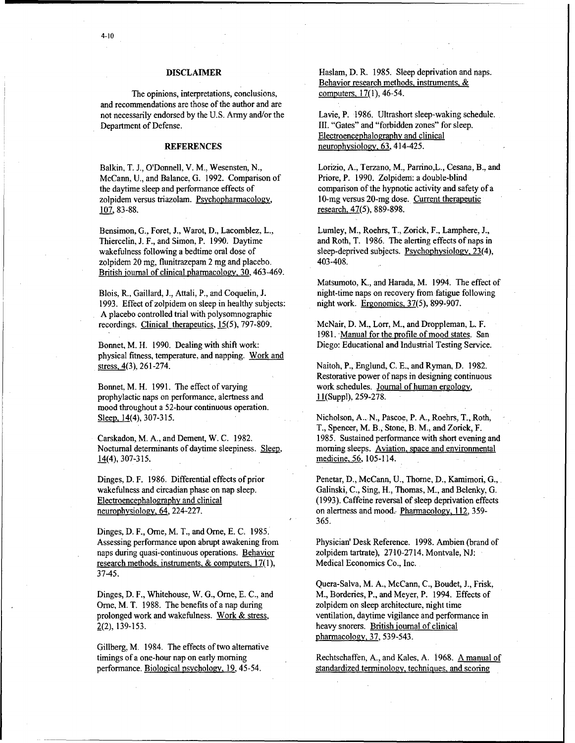## DISCLAIMER

The opinions, interpretations, conclusions, and recommendations are those of the author and are not necessarily endorsed by the U.S. Army and/or the Department of Defense.

## REFERENCES

Balkin, T. J., O'Donnell, V. M., Wesensten, N., McCann, U., and Balance, G. 1992. Comparison of the daytime sleep and performance effects of zolpidem versus triazolam. Psychopharmacology, 107, 83-88.

Bensimon, G., Foret, J., Warot, D., Lacomblez, L., Thiercelin, J. F., and Simon, P. 1990. Daytime wakefulness following a bedtime oral dose of zolpidem 20 mg, flunitrazepam 2 mg and placebo. British journal of clinical pharmacology, 30, 463-469.

Blois, R., Gaillard, J., Attali, P., and Coquelin, J. 1993. Effect of zolpidem on sleep in healthy subjects: A placebo controlled trial with polysomnographic recordings. Clinical therapeutics, 15(5), 797-809.

Bonnet, M. H. 1990. Dealing with shift work: physical fitness, temperature, and napping. Work and stress, 4(3), 261-274.

Bonnet, M. H. 1991. The effect of varying prophylactic naps on performance, alertness and mood throughout a 52-hour continuous operation. Sleep, 14(4), 307-315.

Carskadon, M. A., and Dement, W. C. 1982. Nocturnal determinants of daytime sleepiness. Sleep, 14(4), 307-315.

Dinges, D. F. 1986. Differential effects of prior wakefulness and circadian phase on nap sleep. Electroencephalography and clinical neurophysiology, 64, 224-227.

Dinges, D. F., Orne, M. T., and Orne, E. C. 1985. Assessing performance upon abrupt awakening from naps during quasi-continuous operations. Behavior research methods, instruments, & computers, 17(1), 37-45.

Dinges, D. F., Whitehouse, W. G., Orne, E. C., and Orne, M. T. 1988. The benefits of a nap during prolonged work and wakefulness. Work & stress, 2(2), 139-153.

Gillberg, M. 1984. The effects of two alternative timings of a one-hour nap on early morning performance. Biological psychology, 19, 45-54.

Haslam, D. R. 1985. Sleep deprivation and naps. Behavior research methods, instruments, & computers, 17(1), 46-54.

Lavie, P. 1986. Ultrashort sleep-waking schedule. III. "Gates" and "forbidden zones" for sleep. Electroencephalography and clinical neurophysiology, 63, 414-425.

Lorizio, A., Terzano, M., Parrino,L., Cesana, B., and Priore, P. 1990. Zolpidem: a double-blind comparison of the hypnotic activity and safety of a 10-mg versus 20-mg dose. Current therapeutic research, 47(5), 889-898.

Lumley, M., Roehrs, T., Zorick, F., Lamphere, J., and Roth, T. 1986. The alerting effects of naps in sleep-deprived subjects. Psychophysiology, 23(4), 403-408.

Matsumoto, K., and Harada, M. 1994. The effect of night-time naps on recovery from fatigue following night work. Ergonomics, 37(5), 899-907.

McNair, D. M., Lorr, M., and Droppleman, L. F. 1981. Manual for the profile of mood states. San Diego: Educational and Industrial Testing Service.

Naitoh, P., Englund, C. E., and Ryman, D. 1982. Restorative power of naps in designing continuous work schedules. Journal of human ergology, 11(Suppl), 259-278.

Nicholson, A. N., Pascoe, P. A., Roehrs, T., Roth, T., Spencer, M. B., Stone, B. M., and Zorick, F. 1985. Sustained performance with short evening and morning sleeps. Aviation, space and environmental medicine, 56, 105-114.

Penetar, D., McCann, U., Thorne, D., Kamimori, G., Galinski, C., Sing, H., Thomas, M., and Belenky, G. (1993). Caffeine reversal of sleep deprivation effects on alertness and mood. Pharmacology, 112, 359-365.

Physician' Desk Reference. 1998. Ambien (brand of zolpidem tartrate), 2710-2714. Montvale, NJ: Medical Economics Co., Inc.

Quera-Salva, M. A., McCann, C., Boudet, J., Frisk, M., Borderies, P., and Meyer, P. 1994. Effects of zolpidem on sleep architecture, night time ventilation, daytime vigilance and performance in heavy snorers. British journal of clinical pharmacology, 37, 539-543.

Rechtschaffen, A., and Kales, A. 1968. A manual of standardized terminology, techniques, and scoring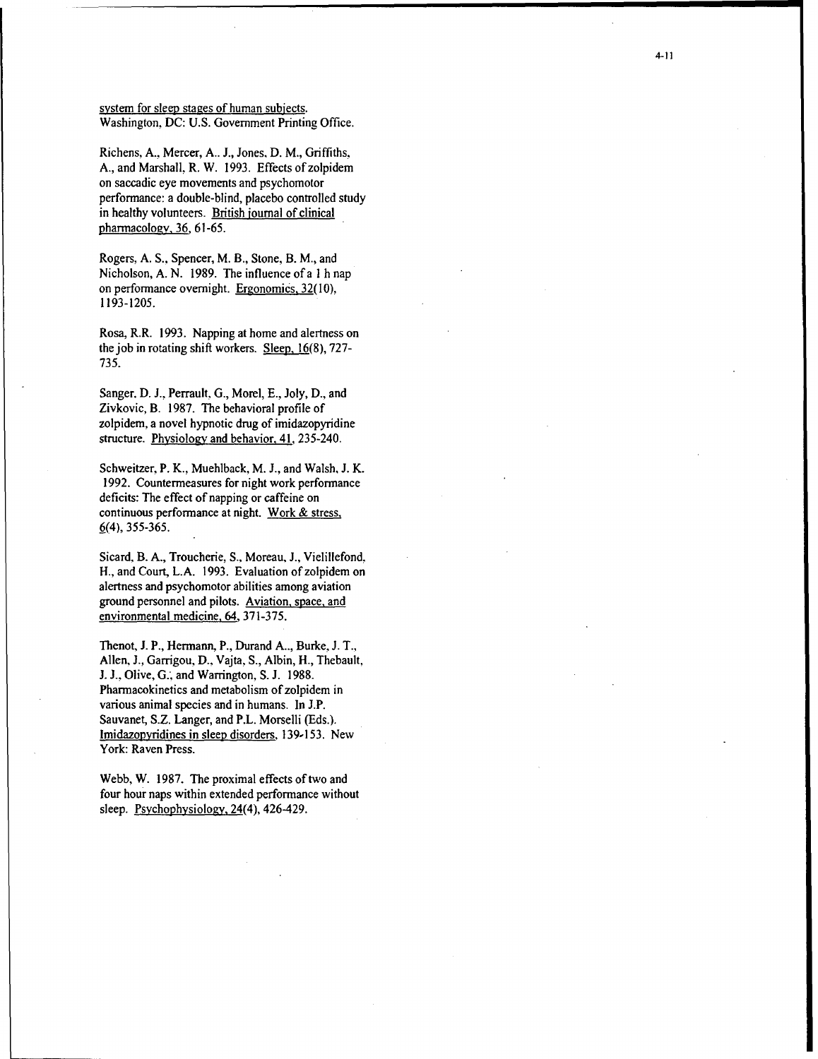system for sleep stages of human subjects. Washington, DC: U.S. Government Printing Office.

Richens, A., Mercer, A.. J., Jones, D. M., Griffiths, A., and Marshall, R. W. 1993. Effects of zolpidem on saccadic eye movements and psychomotor performance: a double-blind, placebo controlled study in healthy volunteers. British journal of clinical pharmacology, 36, 61-65.

Rogers, A. S., Spencer, M. B., Stone, B. M., and Nicholson, A. N. 1989. The influence of a 1 h nap on performance overnight. Ergonomics, 32(10), 1193-1205.

Rosa, R.R. 1993. Napping at home and alertness on the job in rotating shift workers. Sleep, 16(8), 727-735.

Sanger, D. J., Perrault, G., Morel, E., Joly, D., and Zivkovic, B. 1987. The behavioral profile of zolpidem, a novel hypnotic drug of imidazopyridine structure. Physiology and behavior, 41, 235-240.

Schweitzer, P. K., Muehlback, M. J., and Walsh, J. K. 1992. Countermeasures for night work performance deficits: The effect of napping or caffeine on continuous performance at night. Work & stress, 6(4), 355-365.

Sicard, B. A., Troucherie, S., Moreau, J., Vielillefond, H., and Court, L.A. 1993. Evaluation of zolpidem on alertness and psychomotor abilities among aviation ground personnel and pilots. Aviation, space, and environmental medicine, 64, 371-375.

Thenot, J. P., Hermann, P., Durand A.., Burke, J. T., Allen, J., Garrigou, D., Vajta, S., Albin, H., Thebault, J. J., Olive, G.; and Warrington, S. J. 1988. Pharmacokinetics and metabolism of zolpidem in various animal species and in humans. In J.P. Sauvanet, S.Z. Langer, and P.L. Morselli (Eds.). Imidazopyridines in sleep disorders, 139-153. New York: Raven Press.

Webb, W. 1987. The proximal effects of two and four hour naps within extended performance without sleep. Psychophysiology, 24(4), 426-429.